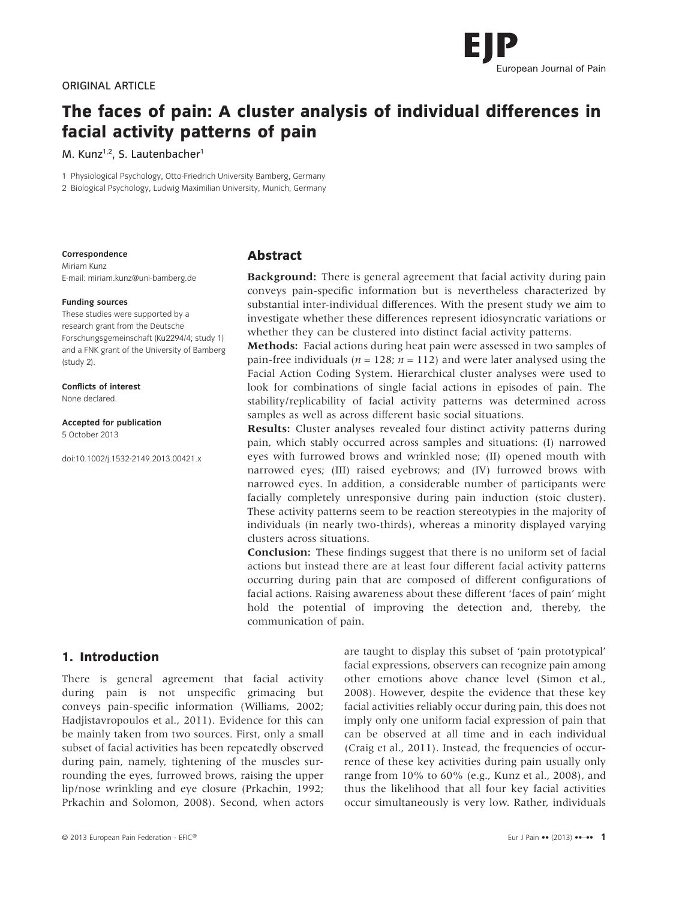ORIGINAL ARTICLE

# The faces of pain: A cluster analysis of individual differences in facial activity patterns of pain

M. Kunz[1,2], S. Lautenbacher[1]

1 Physiological Psychology, Otto-Friedrich University Bamberg, Germany

2 Biological Psychology, Ludwig Maximilian University, Munich, Germany

**Correspondence**
Miriam Kunz
E-mail: miriam.kunz@uni-bamberg.de

**Funding sources**
These studies were supported by a research grant from the Deutsche Forschungsgemeinschaft (Ku2294/4; study 1) and a FNK grant of the University of Bamberg (study 2).

**Conflicts of interest**
None declared.

**Accepted for publication**
5 October 2013

doi:10.1002/j.1532-2149.2013.00421.x

## Abstract

**Background:** There is general agreement that facial activity during pain conveys pain-specific information but is nevertheless characterized by substantial inter-individual differences. With the present study we aim to investigate whether these differences represent idiosyncratic variations or whether they can be clustered into distinct facial activity patterns.

**Methods:** Facial actions during heat pain were assessed in two samples of pain-free individuals ($n = 128$; $n = 112$) and were later analysed using the Facial Action Coding System. Hierarchical cluster analyses were used to look for combinations of single facial actions in episodes of pain. The stability/replicability of facial activity patterns was determined across samples as well as across different basic social situations.

**Results:** Cluster analyses revealed four distinct activity patterns during pain, which stably occurred across samples and situations: (I) narrowed eyes with furrowed brows and wrinkled nose; (II) opened mouth with narrowed eyes; (III) raised eyebrows; and (IV) furrowed brows with narrowed eyes. In addition, a considerable number of participants were facially completely unresponsive during pain induction (stoic cluster). These activity patterns seem to be reaction stereotypies in the majority of individuals (in nearly two-thirds), whereas a minority displayed varying clusters across situations.

**Conclusion:** These findings suggest that there is no uniform set of facial actions but instead there are at least four different facial activity patterns occurring during pain that are composed of different configurations of facial actions. Raising awareness about these different 'faces of pain' might hold the potential of improving the detection and, thereby, the communication of pain.

## 1. Introduction

There is general agreement that facial activity during pain is not unspecific grimacing but conveys pain-specific information (Williams, 2002; Hadjistavropoulos et al., 2011). Evidence for this can be mainly taken from two sources. First, only a small subset of facial activities has been repeatedly observed during pain, namely, tightening of the muscles surrounding the eyes, furrowed brows, raising the upper lip/nose wrinkling and eye closure (Prkachin, 1992; Prkachin and Solomon, 2008). Second, when actors are taught to display this subset of 'pain prototypical' facial expressions, observers can recognize pain among other emotions above chance level (Simon et al., 2008). However, despite the evidence that these key facial activities reliably occur during pain, this does not imply only one uniform facial expression of pain that can be observed at all time and in each individual (Craig et al., 2011). Instead, the frequencies of occurrence of these key activities during pain usually only range from 10% to 60% (e.g., Kunz et al., 2008), and thus the likelihood that all four key facial activities occur simultaneously is very low. Rather, individuals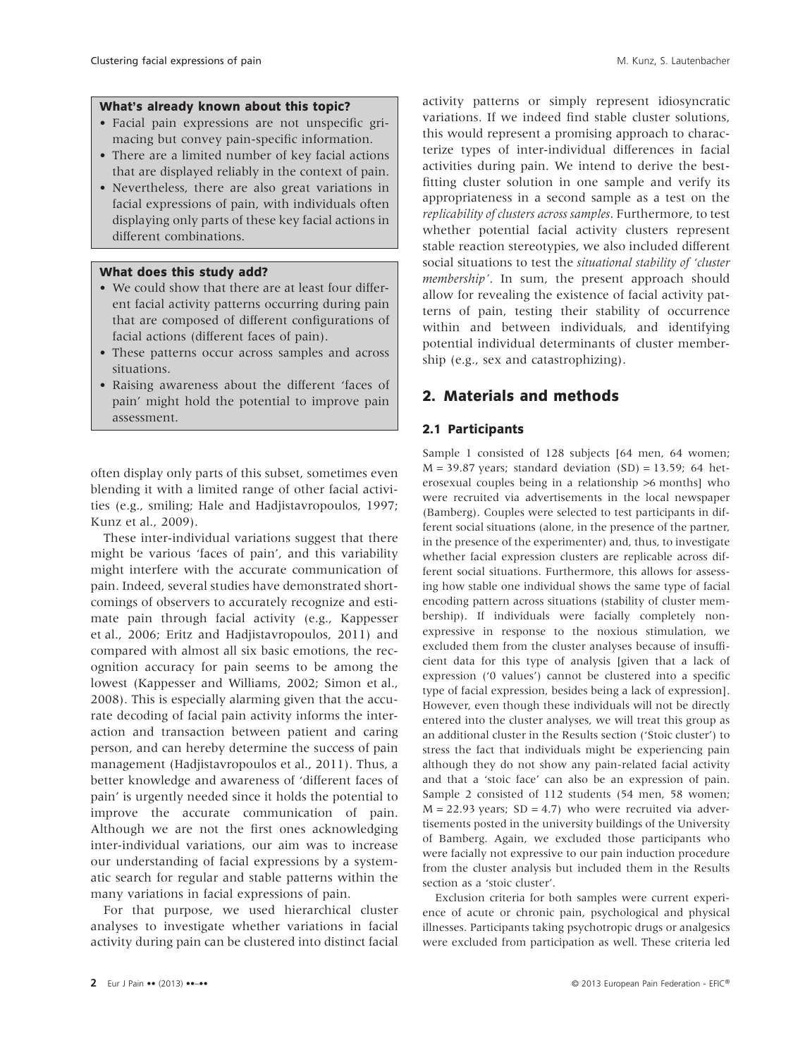**What's already known about this topic?**

- Facial pain expressions are not unspecific grimacing but convey pain-specific information.
- There are a limited number of key facial actions that are displayed reliably in the context of pain.
- Nevertheless, there are also great variations in facial expressions of pain, with individuals often displaying only parts of these key facial actions in different combinations.

**What does this study add?**

- We could show that there are at least four different facial activity patterns occurring during pain that are composed of different configurations of facial actions (different faces of pain).
- These patterns occur across samples and across situations.
- Raising awareness about the different 'faces of pain' might hold the potential to improve pain assessment.

often display only parts of this subset, sometimes even blending it with a limited range of other facial activities (e.g., smiling; Hale and Hadjistavropoulos, 1997; Kunz et al., 2009).

These inter-individual variations suggest that there might be various 'faces of pain', and this variability might interfere with the accurate communication of pain. Indeed, several studies have demonstrated shortcomings of observers to accurately recognize and estimate pain through facial activity (e.g., Kappesser et al., 2006; Eritz and Hadjistavropoulos, 2011) and compared with almost all six basic emotions, the recognition accuracy for pain seems to be among the lowest (Kappesser and Williams, 2002; Simon et al., 2008). This is especially alarming given that the accurate decoding of facial pain activity informs the interaction and transaction between patient and caring person, and can hereby determine the success of pain management (Hadjistavropoulos et al., 2011). Thus, a better knowledge and awareness of 'different faces of pain' is urgently needed since it holds the potential to improve the accurate communication of pain. Although we are not the first ones acknowledging inter-individual variations, our aim was to increase our understanding of facial expressions by a systematic search for regular and stable patterns within the many variations in facial expressions of pain.

For that purpose, we used hierarchical cluster analyses to investigate whether variations in facial activity during pain can be clustered into distinct facial activity patterns or simply represent idiosyncratic variations. If we indeed find stable cluster solutions, this would represent a promising approach to characterize types of inter-individual differences in facial activities during pain. We intend to derive the best-fitting cluster solution in one sample and verify its appropriateness in a second sample as a test on the *replicability of clusters across samples*. Furthermore, to test whether potential facial activity clusters represent stable reaction stereotypies, we also included different social situations to test the *situational stability of 'cluster membership'*. In sum, the present approach should allow for revealing the existence of facial activity patterns of pain, testing their stability of occurrence within and between individuals, and identifying potential individual determinants of cluster membership (e.g., sex and catastrophizing).

## 2. Materials and methods

### 2.1 Participants

Sample 1 consisted of 128 subjects [64 men, 64 women; M = 39.87 years; standard deviation (SD) = 13.59; 64 heterosexual couples being in a relationship >6 months] who were recruited via advertisements in the local newspaper (Bamberg). Couples were selected to test participants in different social situations (alone, in the presence of the partner, in the presence of the experimenter) and, thus, to investigate whether facial expression clusters are replicable across different social situations. Furthermore, this allows for assessing how stable one individual shows the same type of facial encoding pattern across situations (stability of cluster membership). If individuals were facially completely non-expressive in response to the noxious stimulation, we excluded them from the cluster analyses because of insufficient data for this type of analysis [given that a lack of expression ('0 values') cannot be clustered into a specific type of facial expression, besides being a lack of expression]. However, even though these individuals will not be directly entered into the cluster analyses, we will treat this group as an additional cluster in the Results section ('Stoic cluster') to stress the fact that individuals might be experiencing pain although they do not show any pain-related facial activity and that a 'stoic face' can also be an expression of pain. Sample 2 consisted of 112 students (54 men, 58 women; M = 22.93 years; SD = 4.7) who were recruited via advertisements posted in the university buildings of the University of Bamberg. Again, we excluded those participants who were facially not expressive to our pain induction procedure from the cluster analysis but included them in the Results section as a 'stoic cluster'.

Exclusion criteria for both samples were current experience of acute or chronic pain, psychological and physical illnesses. Participants taking psychotropic drugs or analgesics were excluded from participation as well. These criteria led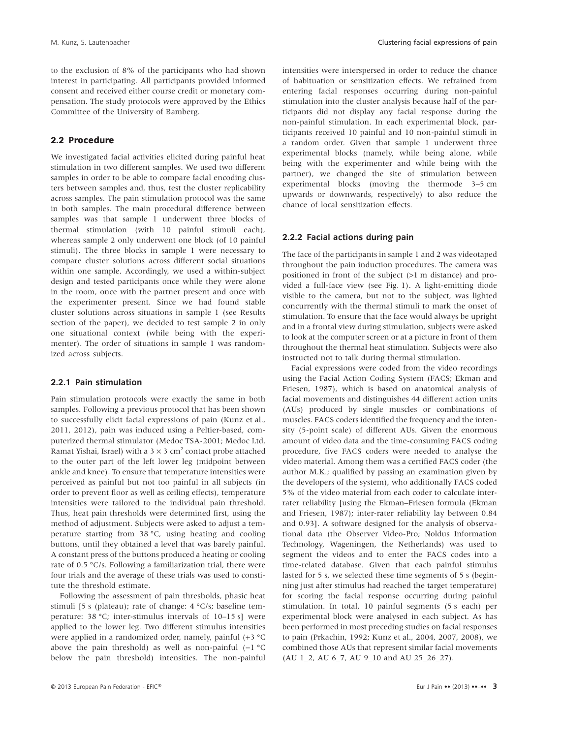to the exclusion of 8% of the participants who had shown interest in participating. All participants provided informed consent and received either course credit or monetary compensation. The study protocols were approved by the Ethics Committee of the University of Bamberg.

## 2.2 Procedure

We investigated facial activities elicited during painful heat stimulation in two different samples. We used two different samples in order to be able to compare facial encoding clusters between samples and, thus, test the cluster replicability across samples. The pain stimulation protocol was the same in both samples. The main procedural difference between samples was that sample 1 underwent three blocks of thermal stimulation (with 10 painful stimuli each), whereas sample 2 only underwent one block (of 10 painful stimuli). The three blocks in sample 1 were necessary to compare cluster solutions across different social situations within one sample. Accordingly, we used a within-subject design and tested participants once while they were alone in the room, once with the partner present and once with the experimenter present. Since we had found stable cluster solutions across situations in sample 1 (see Results section of the paper), we decided to test sample 2 in only one situational context (while being with the experimenter). The order of situations in sample 1 was randomized across subjects.

### 2.2.1 Pain stimulation

Pain stimulation protocols were exactly the same in both samples. Following a previous protocol that has been shown to successfully elicit facial expressions of pain (Kunz et al., 2011, 2012), pain was induced using a Peltier-based, computerized thermal stimulator (Medoc TSA-2001; Medoc Ltd, Ramat Yishai, Israel) with a $3 \times 3$ cm$^2$ contact probe attached to the outer part of the left lower leg (midpoint between ankle and knee). To ensure that temperature intensities were perceived as painful but not too painful in all subjects (in order to prevent floor as well as ceiling effects), temperature intensities were tailored to the individual pain threshold. Thus, heat pain thresholds were determined first, using the method of adjustment. Subjects were asked to adjust a temperature starting from 38 °C, using heating and cooling buttons, until they obtained a level that was barely painful. A constant press of the buttons produced a heating or cooling rate of 0.5 °C/s. Following a familiarization trial, there were four trials and the average of these trials was used to constitute the threshold estimate.

Following the assessment of pain thresholds, phasic heat stimuli [5 s (plateau); rate of change: 4 °C/s; baseline temperature: 38 °C; inter-stimulus intervals of 10–15 s] were applied to the lower leg. Two different stimulus intensities were applied in a randomized order, namely, painful (+3 °C above the pain threshold) as well as non-painful (−1 °C below the pain threshold) intensities. The non-painful intensities were interspersed in order to reduce the chance of habituation or sensitization effects. We refrained from entering facial responses occurring during non-painful stimulation into the cluster analysis because half of the participants did not display any facial response during the non-painful stimulation. In each experimental block, participants received 10 painful and 10 non-painful stimuli in a random order. Given that sample 1 underwent three experimental blocks (namely, while being alone, while being with the experimenter and while being with the partner), we changed the site of stimulation between experimental blocks (moving the thermode 3–5 cm upwards or downwards, respectively) to also reduce the chance of local sensitization effects.

### 2.2.2 Facial actions during pain

The face of the participants in sample 1 and 2 was videotaped throughout the pain induction procedures. The camera was positioned in front of the subject (>1 m distance) and provided a full-face view (see Fig. 1). A light-emitting diode visible to the camera, but not to the subject, was lighted concurrently with the thermal stimuli to mark the onset of stimulation. To ensure that the face would always be upright and in a frontal view during stimulation, subjects were asked to look at the computer screen or at a picture in front of them throughout the thermal heat stimulation. Subjects were also instructed not to talk during thermal stimulation.

Facial expressions were coded from the video recordings using the Facial Action Coding System (FACS; Ekman and Friesen, 1987), which is based on anatomical analysis of facial movements and distinguishes 44 different action units (AUs) produced by single muscles or combinations of muscles. FACS coders identified the frequency and the intensity (5-point scale) of different AUs. Given the enormous amount of video data and the time-consuming FACS coding procedure, five FACS coders were needed to analyse the video material. Among them was a certified FACS coder (the author M.K.; qualified by passing an examination given by the developers of the system), who additionally FACS coded 5% of the video material from each coder to calculate inter-rater reliability [using the Ekman–Friesen formula (Ekman and Friesen, 1987); inter-rater reliability lay between 0.84 and 0.93]. A software designed for the analysis of observational data (the Observer Video-Pro; Noldus Information Technology, Wageningen, the Netherlands) was used to segment the videos and to enter the FACS codes into a time-related database. Given that each painful stimulus lasted for 5 s, we selected these time segments of 5 s (beginning just after stimulus had reached the target temperature) for scoring the facial response occurring during painful stimulation. In total, 10 painful segments (5 s each) per experimental block were analysed in each subject. As has been performed in most preceding studies on facial responses to pain (Prkachin, 1992; Kunz et al., 2004, 2007, 2008), we combined those AUs that represent similar facial movements (AU 1_2, AU 6_7, AU 9_10 and AU 25_26_27).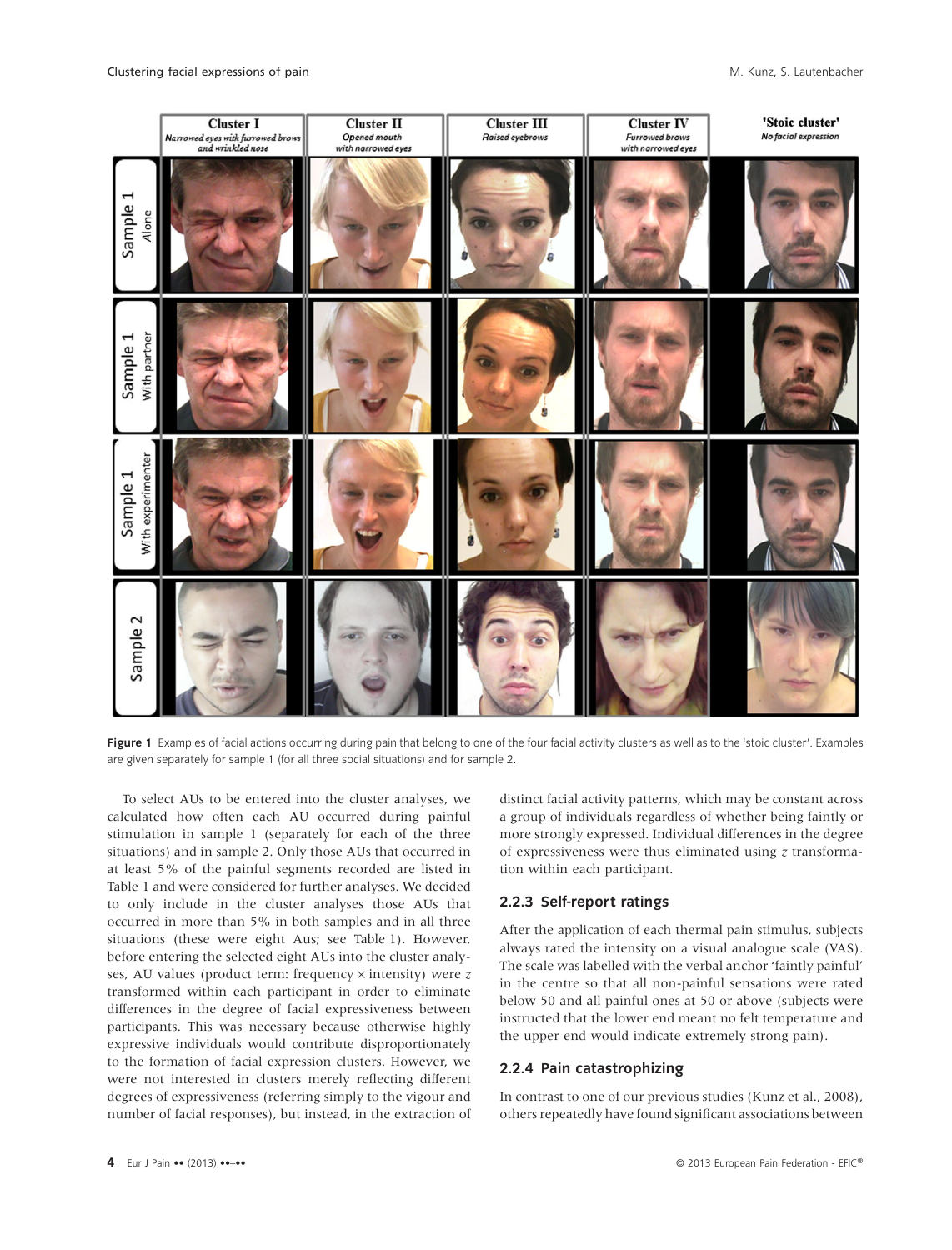**Figure 1** Examples of facial actions occurring during pain that belong to one of the four facial activity clusters as well as to the 'stoic cluster'. Examples are given separately for sample 1 (for all three social situations) and for sample 2.

To select AUs to be entered into the cluster analyses, we calculated how often each AU occurred during painful stimulation in sample 1 (separately for each of the three situations) and in sample 2. Only those AUs that occurred in at least 5% of the painful segments recorded are listed in Table 1 and were considered for further analyses. We decided to only include in the cluster analyses those AUs that occurred in more than 5% in both samples and in all three situations (these were eight Aus; see Table 1). However, before entering the selected eight AUs into the cluster analyses, AU values (product term: frequency × intensity) were $z$ transformed within each participant in order to eliminate differences in the degree of facial expressiveness between participants. This was necessary because otherwise highly expressive individuals would contribute disproportionately to the formation of facial expression clusters. However, we were not interested in clusters merely reflecting different degrees of expressiveness (referring simply to the vigour and number of facial responses), but instead, in the extraction of distinct facial activity patterns, which may be constant across a group of individuals regardless of whether being faintly or more strongly expressed. Individual differences in the degree of expressiveness were thus eliminated using $z$ transformation within each participant.

### 2.2.3 Self-report ratings

After the application of each thermal pain stimulus, subjects always rated the intensity on a visual analogue scale (VAS). The scale was labelled with the verbal anchor 'faintly painful' in the centre so that all non-painful sensations were rated below 50 and all painful ones at 50 or above (subjects were instructed that the lower end meant no felt temperature and the upper end would indicate extremely strong pain).

### 2.2.4 Pain catastrophizing

In contrast to one of our previous studies (Kunz et al., 2008), others repeatedly have found significant associations between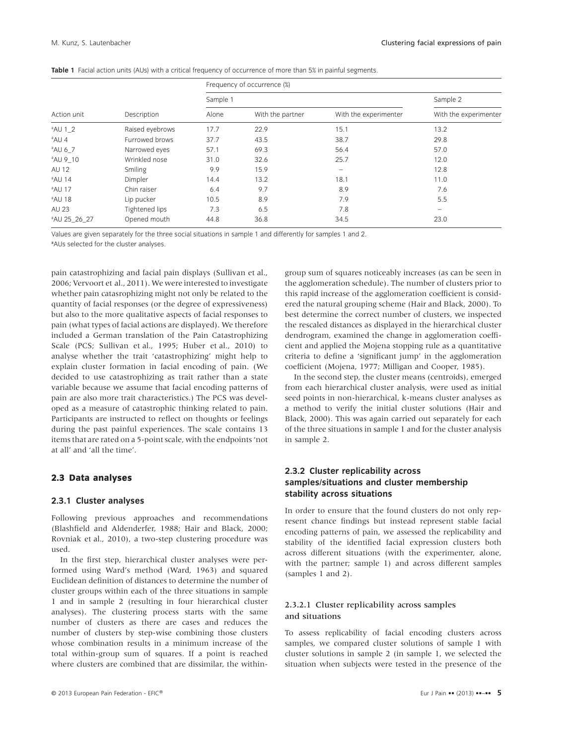**Table 1** Facial action units (AUs) with a critical frequency of occurrence of more than 5% in painful segments.

| Action unit | Description | Frequency of occurrence (%) | | | |
|---|---|---|---|---|---|
| | | Sample 1 | | | Sample 2 |
| | | Alone | With the partner | With the experimenter | With the experimenter |
| [a]AU 1_2 | Raised eyebrows | 17.7 | 22.9 | 15.1 | 13.2 |
| [a]AU 4 | Furrowed brows | 37.7 | 43.5 | 38.7 | 29.8 |
| [a]AU 6_7 | Narrowed eyes | 57.1 | 69.3 | 56.4 | 57.0 |
| [a]AU 9_10 | Wrinkled nose | 31.0 | 32.6 | 25.7 | 12.0 |
| AU 12 | Smiling | 9.9 | 15.9 | – | 12.8 |
| [a]AU 14 | Dimpler | 14.4 | 13.2 | 18.1 | 11.0 |
| [a]AU 17 | Chin raiser | 6.4 | 9.7 | 8.9 | 7.6 |
| [a]AU 18 | Lip pucker | 10.5 | 8.9 | 7.9 | 5.5 |
| AU 23 | Tightened lips | 7.3 | 6.5 | 7.8 | – |
| [a]AU 25_26_27 | Opened mouth | 44.8 | 36.8 | 34.5 | 23.0 |

Values are given separately for the three social situations in sample 1 and differently for samples 1 and 2.
[a]AUs selected for the cluster analyses.

pain catastrophizing and facial pain displays (Sullivan et al., 2006; Vervoort et al., 2011). We were interested to investigate whether pain catasrophizing might not only be related to the quantity of facial responses (or the degree of expressiveness) but also to the more qualitative aspects of facial responses to pain (what types of facial actions are displayed). We therefore included a German translation of the Pain Catastrophizing Scale (PCS; Sullivan et al., 1995; Huber et al., 2010) to analyse whether the trait 'catastrophizing' might help to explain cluster formation in facial encoding of pain. (We decided to use catastrophizing as trait rather than a state variable because we assume that facial encoding patterns of pain are also more trait characteristics.) The PCS was developed as a measure of catastrophic thinking related to pain. Participants are instructed to reflect on thoughts or feelings during the past painful experiences. The scale contains 13 items that are rated on a 5-point scale, with the endpoints 'not at all' and 'all the time'.

## 2.3 Data analyses

### 2.3.1 Cluster analyses

Following previous approaches and recommendations (Blashfield and Aldenderfer, 1988; Hair and Black, 2000; Rovniak et al., 2010), a two-step clustering procedure was used.

In the first step, hierarchical cluster analyses were performed using Ward's method (Ward, 1963) and squared Euclidean definition of distances to determine the number of cluster groups within each of the three situations in sample 1 and in sample 2 (resulting in four hierarchical cluster analyses). The clustering process starts with the same number of clusters as there are cases and reduces the number of clusters by step-wise combining those clusters whose combination results in a minimum increase of the total within-group sum of squares. If a point is reached where clusters are combined that are dissimilar, the within-group sum of squares noticeably increases (as can be seen in the agglomeration schedule). The number of clusters prior to this rapid increase of the agglomeration coefficient is considered the natural grouping scheme (Hair and Black, 2000). To best determine the correct number of clusters, we inspected the rescaled distances as displayed in the hierarchical cluster dendrogram, examined the change in agglomeration coefficient and applied the Mojena stopping rule as a quantitative criteria to define a 'significant jump' in the agglomeration coefficient (Mojena, 1977; Milligan and Cooper, 1985).

In the second step, the cluster means (centroids), emerged from each hierarchical cluster analysis, were used as initial seed points in non-hierarchical, k-means cluster analyses as a method to verify the initial cluster solutions (Hair and Black, 2000). This was again carried out separately for each of the three situations in sample 1 and for the cluster analysis in sample 2.

### 2.3.2 Cluster replicability across samples/situations and cluster membership stability across situations

In order to ensure that the found clusters do not only represent chance findings but instead represent stable facial encoding patterns of pain, we assessed the replicability and stability of the identified facial expression clusters both across different situations (with the experimenter, alone, with the partner; sample 1) and across different samples (samples 1 and 2).

#### 2.3.2.1 Cluster replicability across samples and situations

To assess replicability of facial encoding clusters across samples, we compared cluster solutions of sample 1 with cluster solutions in sample 2 (in sample 1, we selected the situation when subjects were tested in the presence of the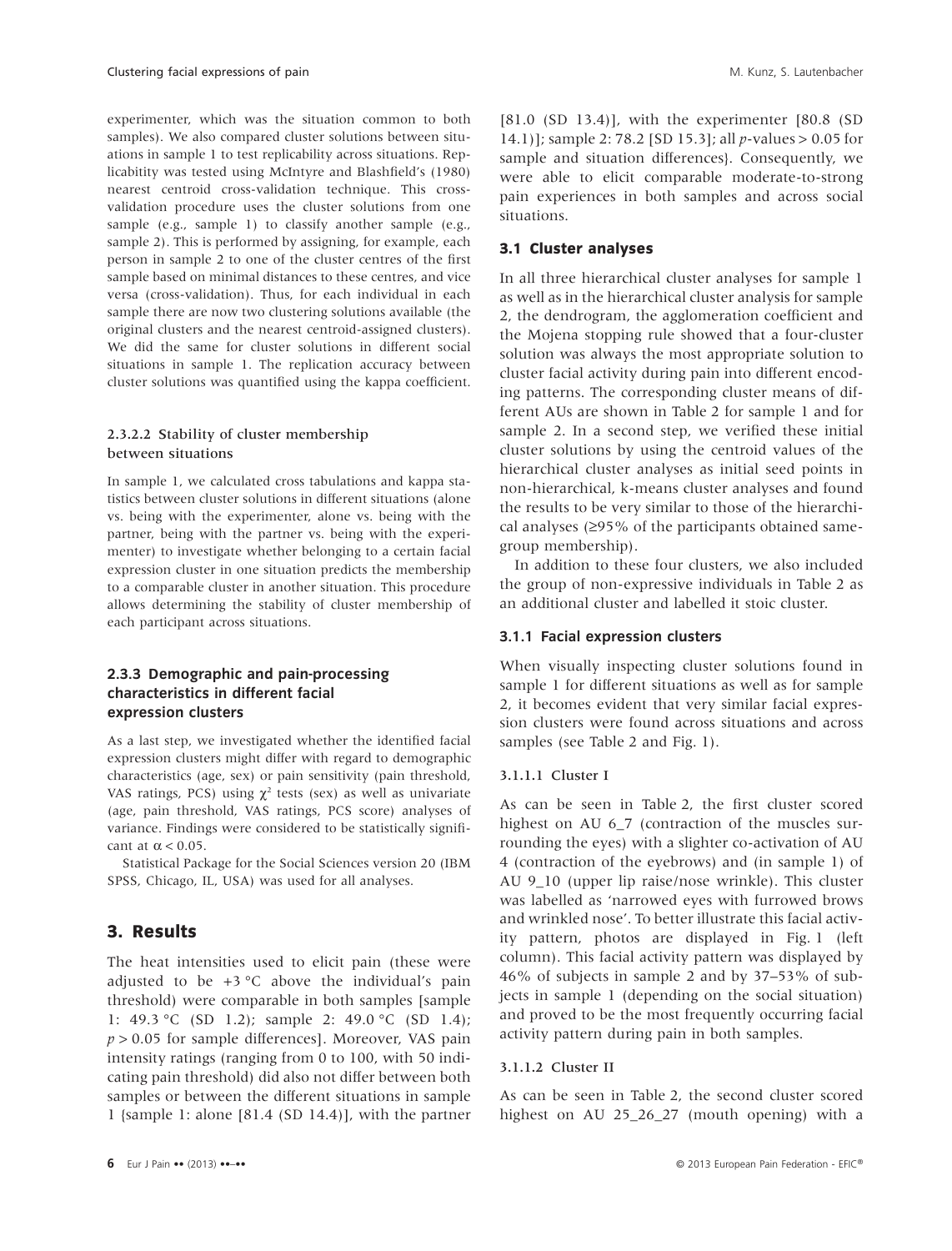experimenter, which was the situation common to both samples). We also compared cluster solutions between situations in sample 1 to test replicability across situations. Replicability was tested using McIntyre and Blashfield's (1980) nearest centroid cross-validation technique. This cross-validation procedure uses the cluster solutions from one sample (e.g., sample 1) to classify another sample (e.g., sample 2). This is performed by assigning, for example, each person in sample 2 to one of the cluster centres of the first sample based on minimal distances to these centres, and vice versa (cross-validation). Thus, for each individual in each sample there are now two clustering solutions available (the original clusters and the nearest centroid-assigned clusters). We did the same for cluster solutions in different social situations in sample 1. The replication accuracy between cluster solutions was quantified using the kappa coefficient.

#### 2.3.2.2 Stability of cluster membership between situations

In sample 1, we calculated cross tabulations and kappa statistics between cluster solutions in different situations (alone vs. being with the experimenter, alone vs. being with the partner, being with the partner vs. being with the experimenter) to investigate whether belonging to a certain facial expression cluster in one situation predicts the membership to a comparable cluster in another situation. This procedure allows determining the stability of cluster membership of each participant across situations.

### 2.3.3 Demographic and pain-processing characteristics in different facial expression clusters

As a last step, we investigated whether the identified facial expression clusters might differ with regard to demographic characteristics (age, sex) or pain sensitivity (pain threshold, VAS ratings, PCS) using $\chi^2$ tests (sex) as well as univariate (age, pain threshold, VAS ratings, PCS score) analyses of variance. Findings were considered to be statistically significant at $\alpha < 0.05$.

Statistical Package for the Social Sciences version 20 (IBM SPSS, Chicago, IL, USA) was used for all analyses.

## 3. Results

The heat intensities used to elicit pain (these were adjusted to be +3 °C above the individual's pain threshold) were comparable in both samples [sample 1: 49.3 °C (SD 1.2); sample 2: 49.0 °C (SD 1.4); $p > 0.05$ for sample differences]. Moreover, VAS pain intensity ratings (ranging from 0 to 100, with 50 indicating pain threshold) did also not differ between both samples or between the different situations in sample 1 {sample 1: alone [81.4 (SD 14.4)], with the partner [81.0 (SD 13.4)], with the experimenter [80.8 (SD 14.1)]; sample 2: 78.2 [SD 15.3]; all $p$-values > 0.05 for sample and situation differences}. Consequently, we were able to elicit comparable moderate-to-strong pain experiences in both samples and across social situations.

### 3.1 Cluster analyses

In all three hierarchical cluster analyses for sample 1 as well as in the hierarchical cluster analysis for sample 2, the dendrogram, the agglomeration coefficient and the Mojena stopping rule showed that a four-cluster solution was always the most appropriate solution to cluster facial activity during pain into different encoding patterns. The corresponding cluster means of different AUs are shown in Table 2 for sample 1 and for sample 2. In a second step, we verified these initial cluster solutions by using the centroid values of the hierarchical cluster analyses as initial seed points in non-hierarchical, k-means cluster analyses and found the results to be very similar to those of the hierarchical analyses (≥95% of the participants obtained same-group membership).

In addition to these four clusters, we also included the group of non-expressive individuals in Table 2 as an additional cluster and labelled it stoic cluster.

### 3.1.1 Facial expression clusters

When visually inspecting cluster solutions found in sample 1 for different situations as well as for sample 2, it becomes evident that very similar facial expression clusters were found across situations and across samples (see Table 2 and Fig. 1).

#### 3.1.1.1 Cluster I

As can be seen in Table 2, the first cluster scored highest on AU 6_7 (contraction of the muscles surrounding the eyes) with a slighter co-activation of AU 4 (contraction of the eyebrows) and (in sample 1) of AU 9_10 (upper lip raise/nose wrinkle). This cluster was labelled as 'narrowed eyes with furrowed brows and wrinkled nose'. To better illustrate this facial activity pattern, photos are displayed in Fig. 1 (left column). This facial activity pattern was displayed by 46% of subjects in sample 2 and by 37–53% of subjects in sample 1 (depending on the social situation) and proved to be the most frequently occurring facial activity pattern during pain in both samples.

#### 3.1.1.2 Cluster II

As can be seen in Table 2, the second cluster scored highest on AU 25_26_27 (mouth opening) with a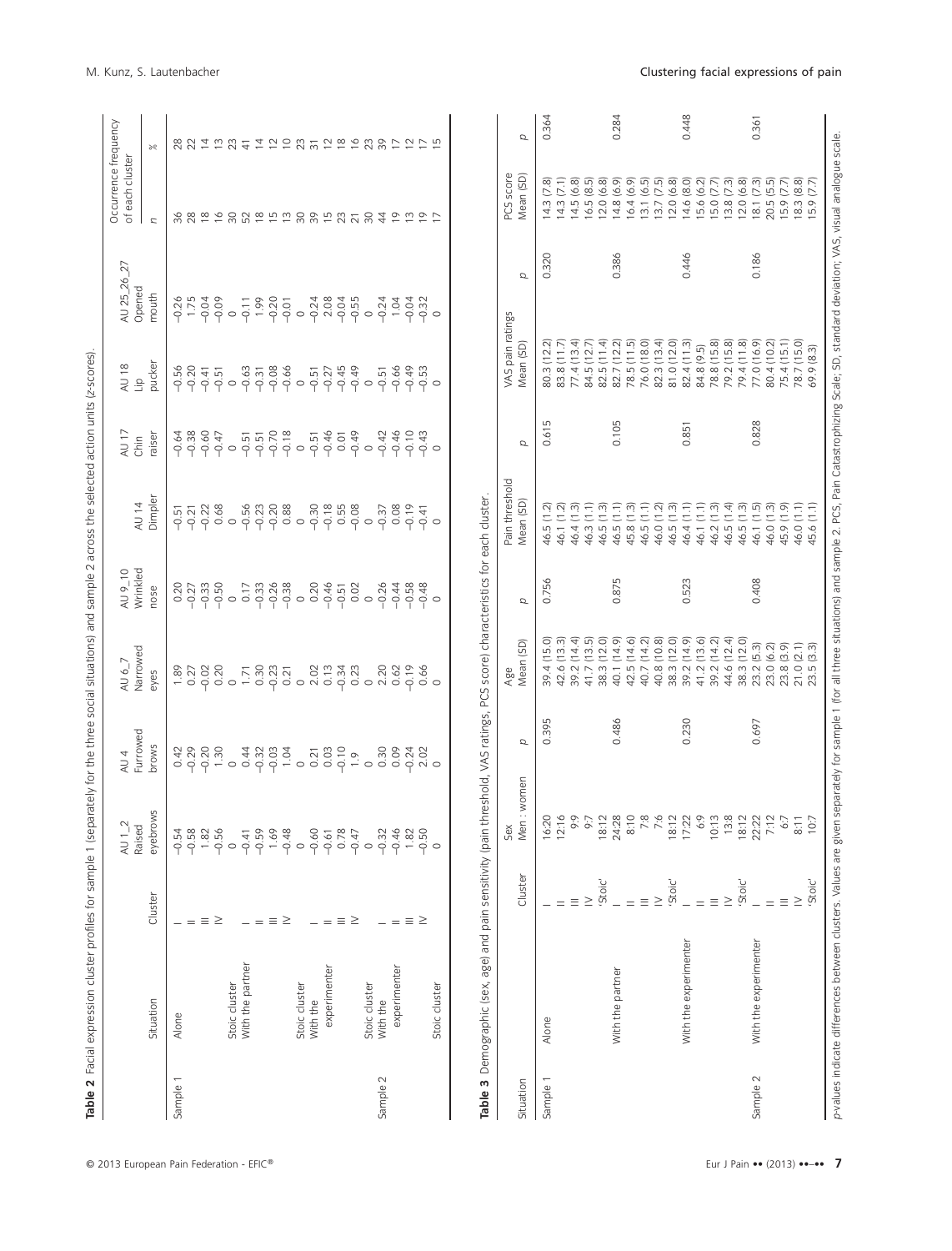**Table 2** Facial expression cluster profiles for sample 1 (separately for the three social situations) and sample 2 across the selected action units (z-scores).

| | Situation | Cluster | AU 1_2 Raised eyebrows | AU 4 Furrowed brows | AU 6_7 Narrowed eyes | AU 9_10 Wrinkled nose | AU 14 Dimpler | AU 17 Chin raiser | AU 18 Lip pucker | AU 25_26_27 Opened mouth | Occurrence frequency of each cluster n | % |
|---|---|---|---|---|---|---|---|---|---|---|---|---|
| Sample 1 | Alone | I | −0.54 | 0.42 | 1.89 | 0.20 | −0.51 | −0.64 | −0.56 | −0.26 | 36 | 28 |
| | | II | −0.58 | −0.29 | 0.27 | −0.27 | −0.21 | −0.38 | −0.20 | 1.75 | 28 | 22 |
| | | III | 1.82 | −0.20 | −0.02 | −0.33 | −0.22 | −0.60 | −0.41 | −0.04 | 18 | 14 |
| | | IV | −0.56 | 1.30 | 0.20 | −0.50 | 0.68 | −0.47 | −0.51 | −0.09 | 16 | 13 |
| | Stoic cluster | | 0 | 0 | 0 | 0 | 0 | 0 | 0 | 0 | 30 | 23 |
| | With the partner | I | −0.41 | 0.44 | 1.71 | 0.17 | −0.56 | −0.51 | −0.63 | −0.11 | 52 | 41 |
| | | II | −0.59 | −0.32 | 0.30 | −0.33 | −0.23 | −0.51 | −0.31 | 1.99 | 18 | 14 |
| | | III | 1.69 | −0.03 | −0.23 | −0.26 | −0.20 | −0.70 | −0.08 | −0.20 | 15 | 12 |
| | | IV | −0.48 | 1.04 | 0.21 | −0.38 | 0.88 | −0.18 | −0.66 | −0.01 | 13 | 10 |
| | Stoic cluster | | 0 | 0 | 0 | 0 | 0 | 0 | 0 | 0 | 30 | 23 |
| | With the experimenter | I | −0.60 | 0.21 | 2.02 | 0.20 | −0.30 | −0.51 | −0.51 | −0.24 | 39 | 31 |
| | | II | −0.61 | 0.03 | 0.13 | −0.46 | −0.18 | −0.46 | −0.27 | 2.08 | 15 | 12 |
| | | III | 0.78 | −0.10 | −0.34 | −0.51 | 0.55 | 0.01 | −0.45 | −0.04 | 23 | 18 |
| | | IV | −0.47 | 1.9 | 0.23 | 0.02 | −0.08 | −0.49 | −0.49 | −0.55 | 21 | 16 |
| | Stoic cluster | | 0 | 0 | 0 | 0 | 0 | 0 | 0 | 0 | 30 | 23 |
| Sample 2 | With the experimenter | I | −0.32 | 0.30 | 2.20 | −0.26 | −0.37 | −0.42 | −0.51 | −0.24 | 44 | 39 |
| | | II | −0.46 | 0.09 | 0.62 | −0.44 | 0.08 | −0.46 | −0.66 | 1.04 | 19 | 17 |
| | | III | 1.82 | −0.24 | −0.19 | −0.58 | −0.19 | −0.10 | −0.49 | −0.04 | 13 | 12 |
| | | IV | −0.50 | 2.02 | 0.66 | −0.48 | −0.41 | −0.43 | −0.53 | −0.32 | 19 | 17 |
| | Stoic cluster | | 0 | 0 | 0 | 0 | 0 | 0 | 0 | 0 | 17 | 15 |

**Table 3** Demographic (sex, age) and pain sensitivity (pain threshold, VAS ratings, PCS score) characteristics for each cluster.

| | Situation | Cluster | Sex Men : women | p | Age Mean (SD) | p | Pain threshold Mean (SD) | p | VAS pain ratings Mean (SD) | p | PCS score Mean (SD) | p |
|---|---|---|---|---|---|---|---|---|---|---|---|---|
| Sample 1 | Alone | I | 16:20 | 0.395 | 39.4 (15.0) | 0.756 | 46.5 (1.2) | 0.615 | 80.3 (12.2) | 0.320 | 14.3 (7.8) | 0.364 |
| | | II | 12:16 | | 42.6 (13.3) | | 46.1 (1.2) | | 83.8 (11.7) | | 14.3 (7.1) | |
| | | III | 9:9 | | 39.2 (14.4) | | 46.4 (1.3) | | 77.4 (13.4) | | 14.5 (6.8) | |
| | | IV | 9:7 | | 41.7 (13.5) | | 46.3 (1.1) | | 84.5 (12.7) | | 16.5 (8.5) | |
| | | 'Stoic' | 18:12 | | 38.3 (12.0) | | 46.5 (1.3) | | 82.5 (11.4) | | 12.0 (6.8) | |
| | With the partner | I | 24:28 | 0.486 | 40.1 (14.9) | 0.875 | 46.5 (1.1) | 0.105 | 82.7 (12.2) | 0.386 | 14.8 (6.9) | 0.284 |
| | | II | 8:10 | | 42.5 (14.6) | | 45.8 (1.3) | | 78.5 (11.5) | | 16.4 (6.9) | |
| | | III | 7:8 | | 40.7 (14.2) | | 46.5 (1.1) | | 76.0 (18.0) | | 13.1 (6.5) | |
| | | IV | 7:6 | | 40.8 (10.8) | | 46.0 (1.2) | | 82.3 (13.4) | | 13.7 (7.5) | |
| | | 'Stoic' | 18:12 | | 38.3 (12.0) | | 46.5 (1.3) | | 81.0 (12.0) | | 12.0 (6.8) | |
| | With the experimenter | I | 17:22 | 0.230 | 39.2 (14.9) | 0.523 | 46.4 (1.1) | 0.851 | 82.4 (11.3) | 0.446 | 14.6 (8.0) | 0.448 |
| | | II | 6:9 | | 41.2 (13.6) | | 46.1 (1.1) | | 84.8 (9.5) | | 15.6 (6.2) | |
| | | III | 10:13 | | 39.2 (14.2) | | 46.2 (1.3) | | 78.8 (15.8) | | 15.0 (7.7) | |
| | | IV | 13:8 | | 44.6 (12.4) | | 46.5 (1.4) | | 79.2 (15.8) | | 13.8 (7.3) | |
| | | 'Stoic' | 18:12 | | 38.3 (12.0) | | 46.5 (1.3) | | 79.4 (11.8) | | 12.0 (6.8) | |
| Sample 2 | With the experimenter | I | 22:22 | 0.697 | 23.2 (5.3) | 0.408 | 46.1 (1.5) | 0.828 | 77.0 (16.9) | 0.186 | 18.1 (7.3) | 0.361 |
| | | II | 7:12 | | 23.0 (6.2) | | 46.0 (1.3) | | 80.4 (10.2) | | 20.5 (5.5) | |
| | | III | 6:7 | | 23.8 (3.9) | | 45.9 (1.9) | | 75.4 (15.1) | | 15.9 (7.7) | |
| | | IV | 8:11 | | 21.0 (2.1) | | 46.0 (1.1) | | 78.7 (15.0) | | 18.3 (8.8) | |
| | | 'Stoic' | 10:7 | | 23.5 (3.3) | | 45.6 (1.1) | | 69.9 (8.3) | | 15.9 (7.7) | |

p-values indicate differences between clusters. Values are given separately for sample 1 (for all three situations) and sample 2. PCS, Pain Catastrophizing Scale; SD, standard deviation; VAS, visual analogue scale.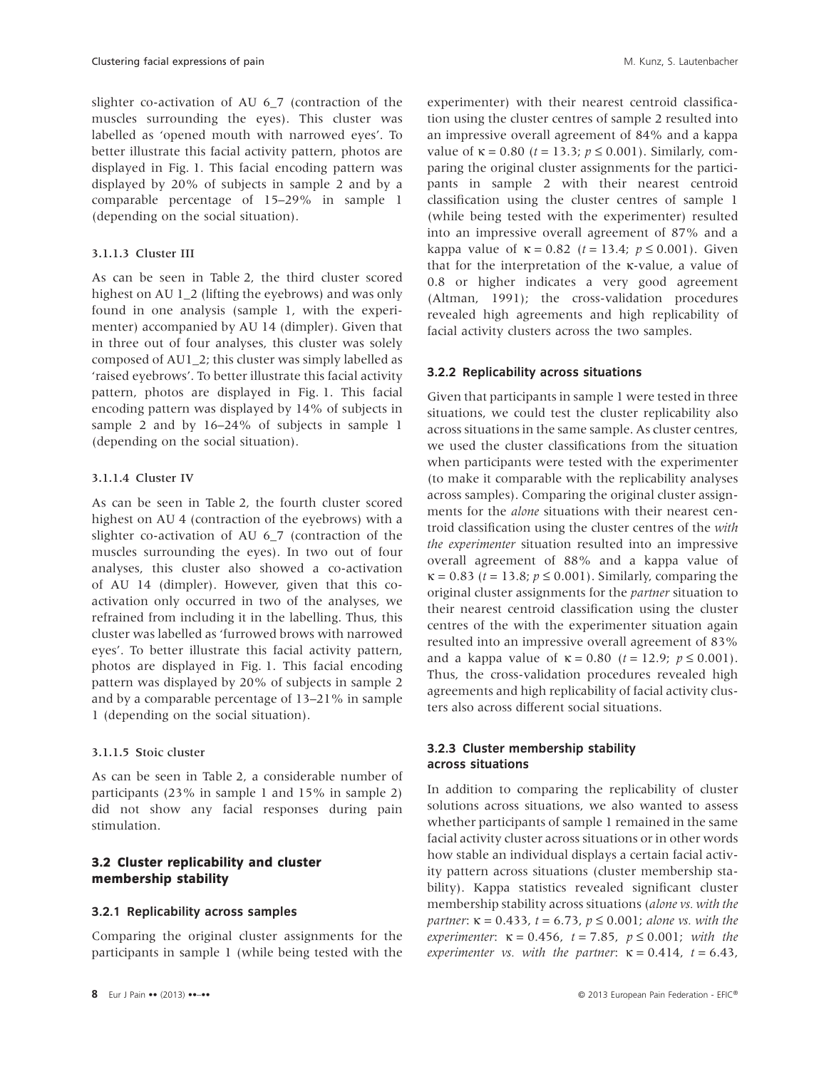slighter co-activation of AU 6_7 (contraction of the muscles surrounding the eyes). This cluster was labelled as 'opened mouth with narrowed eyes'. To better illustrate this facial activity pattern, photos are displayed in Fig. 1. This facial encoding pattern was displayed by 20% of subjects in sample 2 and by a comparable percentage of 15–29% in sample 1 (depending on the social situation).

#### 3.1.1.3 Cluster III

As can be seen in Table 2, the third cluster scored highest on AU 1_2 (lifting the eyebrows) and was only found in one analysis (sample 1, with the experimenter) accompanied by AU 14 (dimpler). Given that in three out of four analyses, this cluster was solely composed of AU1_2; this cluster was simply labelled as 'raised eyebrows'. To better illustrate this facial activity pattern, photos are displayed in Fig. 1. This facial encoding pattern was displayed by 14% of subjects in sample 2 and by 16–24% of subjects in sample 1 (depending on the social situation).

#### 3.1.1.4 Cluster IV

As can be seen in Table 2, the fourth cluster scored highest on AU 4 (contraction of the eyebrows) with a slighter co-activation of AU 6_7 (contraction of the muscles surrounding the eyes). In two out of four analyses, this cluster also showed a co-activation of AU 14 (dimpler). However, given that this co-activation only occurred in two of the analyses, we refrained from including it in the labelling. Thus, this cluster was labelled as 'furrowed brows with narrowed eyes'. To better illustrate this facial activity pattern, photos are displayed in Fig. 1. This facial encoding pattern was displayed by 20% of subjects in sample 2 and by a comparable percentage of 13–21% in sample 1 (depending on the social situation).

#### 3.1.1.5 Stoic cluster

As can be seen in Table 2, a considerable number of participants (23% in sample 1 and 15% in sample 2) did not show any facial responses during pain stimulation.

### 3.2 Cluster replicability and cluster membership stability

#### 3.2.1 Replicability across samples

Comparing the original cluster assignments for the participants in sample 1 (while being tested with the experimenter) with their nearest centroid classification using the cluster centres of sample 2 resulted into an impressive overall agreement of 84% and a kappa value of $\kappa = 0.80$ ($t = 13.3$; $p \leq 0.001$). Similarly, comparing the original cluster assignments for the participants in sample 2 with their nearest centroid classification using the cluster centres of sample 1 (while being tested with the experimenter) resulted into an impressive overall agreement of 87% and a kappa value of $\kappa = 0.82$ ($t = 13.4$; $p \leq 0.001$). Given that for the interpretation of the κ-value, a value of 0.8 or higher indicates a very good agreement (Altman, 1991); the cross-validation procedures revealed high agreements and high replicability of facial activity clusters across the two samples.

#### 3.2.2 Replicability across situations

Given that participants in sample 1 were tested in three situations, we could test the cluster replicability also across situations in the same sample. As cluster centres, we used the cluster classifications from the situation when participants were tested with the experimenter (to make it comparable with the replicability analyses across samples). Comparing the original cluster assignments for the *alone* situations with their nearest centroid classification using the cluster centres of the *with the experimenter* situation resulted into an impressive overall agreement of 88% and a kappa value of $\kappa = 0.83$ ($t = 13.8$; $p \leq 0.001$). Similarly, comparing the original cluster assignments for the *partner* situation to their nearest centroid classification using the cluster centres of the with the experimenter situation again resulted into an impressive overall agreement of 83% and a kappa value of $\kappa = 0.80$ ($t = 12.9$; $p \leq 0.001$). Thus, the cross-validation procedures revealed high agreements and high replicability of facial activity clusters also across different social situations.

#### 3.2.3 Cluster membership stability across situations

In addition to comparing the replicability of cluster solutions across situations, we also wanted to assess whether participants of sample 1 remained in the same facial activity cluster across situations or in other words how stable an individual displays a certain facial activity pattern across situations (cluster membership stability). Kappa statistics revealed significant cluster membership stability across situations (*alone vs. with the partner*: $\kappa = 0.433$, $t = 6.73$, $p \leq 0.001$; *alone vs. with the experimenter*: $\kappa = 0.456$, $t = 7.85$, $p \leq 0.001$; *with the experimenter vs. with the partner*: $\kappa = 0.414$, $t = 6.43$,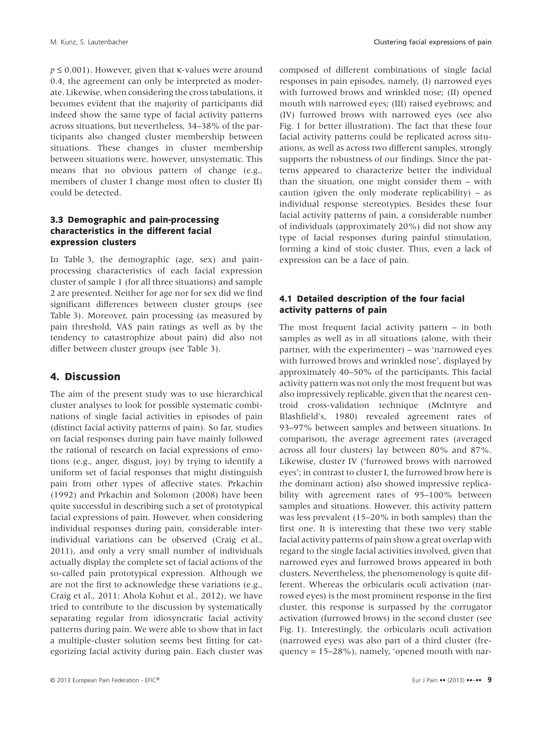$p \leq 0.001$). However, given that κ-values were around 0.4, the agreement can only be interpreted as moderate. Likewise, when considering the cross tabulations, it becomes evident that the majority of participants did indeed show the same type of facial activity patterns across situations, but nevertheless, 34–38% of the participants also changed cluster membership between situations. These changes in cluster membership between situations were, however, unsystematic. This means that no obvious pattern of change (e.g., members of cluster I change most often to cluster II) could be detected.

### 3.3 Demographic and pain-processing characteristics in the different facial expression clusters

In Table 3, the demographic (age, sex) and pain-processing characteristics of each facial expression cluster of sample 1 (for all three situations) and sample 2 are presented. Neither for age nor for sex did we find significant differences between cluster groups (see Table 3). Moreover, pain processing (as measured by pain threshold, VAS pain ratings as well as by the tendency to catastrophize about pain) did also not differ between cluster groups (see Table 3).

## 4. Discussion

The aim of the present study was to use hierarchical cluster analyses to look for possible systematic combinations of single facial activities in episodes of pain (distinct facial activity patterns of pain). So far, studies on facial responses during pain have mainly followed the rational of research on facial expressions of emotions (e.g., anger, disgust, joy) by trying to identify a uniform set of facial responses that might distinguish pain from other types of affective states. Prkachin (1992) and Prkachin and Solomon (2008) have been quite successful in describing such a set of prototypical facial expressions of pain. However, when considering individual responses during pain, considerable inter-individual variations can be observed (Craig et al., 2011), and only a very small number of individuals actually display the complete set of facial actions of the so-called pain prototypical expression. Although we are not the first to acknowledge these variations (e.g., Craig et al., 2011; Ahola Kohut et al., 2012), we have tried to contribute to the discussion by systematically separating regular from idiosyncratic facial activity patterns during pain. We were able to show that in fact a multiple-cluster solution seems best fitting for categorizing facial activity during pain. Each cluster was composed of different combinations of single facial responses in pain episodes, namely, (I) narrowed eyes with furrowed brows and wrinkled nose; (II) opened mouth with narrowed eyes; (III) raised eyebrows; and (IV) furrowed brows with narrowed eyes (see also Fig. 1 for better illustration). The fact that these four facial activity patterns could be replicated across situations, as well as across two different samples, strongly supports the robustness of our findings. Since the patterns appeared to characterize better the individual than the situation, one might consider them – with caution (given the only moderate replicability) – as individual response stereotypies. Besides these four facial activity patterns of pain, a considerable number of individuals (approximately 20%) did not show any type of facial responses during painful stimulation, forming a kind of stoic cluster. Thus, even a lack of expression can be a face of pain.

### 4.1 Detailed description of the four facial activity patterns of pain

The most frequent facial activity pattern – in both samples as well as in all situations (alone, with their partner, with the experimenter) – was 'narrowed eyes with furrowed brows and wrinkled nose', displayed by approximately 40–50% of the participants. This facial activity pattern was not only the most frequent but was also impressively replicable, given that the nearest centroid cross-validation technique (McIntyre and Blashfield's, 1980) revealed agreement rates of 93–97% between samples and between situations. In comparison, the average agreement rates (averaged across all four clusters) lay between 80% and 87%. Likewise, cluster IV ('furrowed brows with narrowed eyes'; in contrast to cluster I, the furrowed brow here is the dominant action) also showed impressive replicability with agreement rates of 95–100% between samples and situations. However, this activity pattern was less prevalent (15–20% in both samples) than the first one. It is interesting that these two very stable facial activity patterns of pain show a great overlap with regard to the single facial activities involved, given that narrowed eyes and furrowed brows appeared in both clusters. Nevertheless, the phenomenology is quite different. Whereas the orbicularis oculi activation (narrowed eyes) is the most prominent response in the first cluster, this response is surpassed by the corrugator activation (furrowed brows) in the second cluster (see Fig. 1). Interestingly, the orbicularis oculi activation (narrowed eyes) was also part of a third cluster (frequency = 15–28%), namely, 'opened mouth with nar-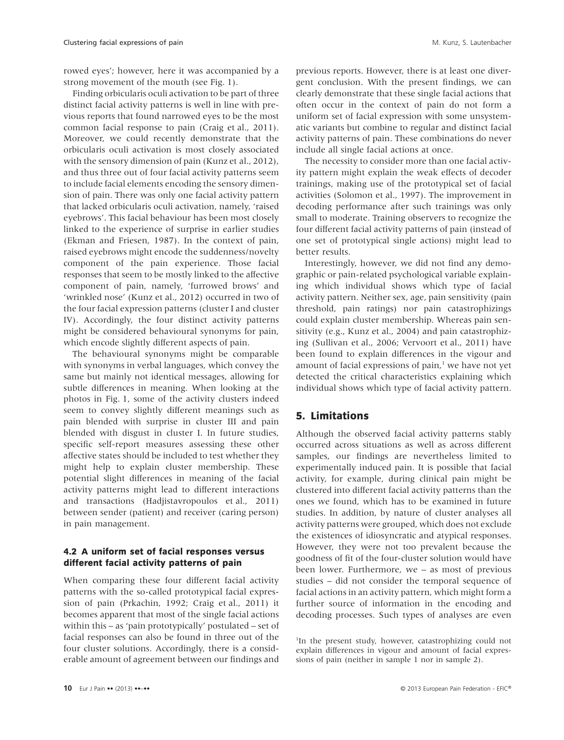rowed eyes'; however, here it was accompanied by a strong movement of the mouth (see Fig. 1).

Finding orbicularis oculi activation to be part of three distinct facial activity patterns is well in line with previous reports that found narrowed eyes to be the most common facial response to pain (Craig et al., 2011). Moreover, we could recently demonstrate that the orbicularis oculi activation is most closely associated with the sensory dimension of pain (Kunz et al., 2012), and thus three out of four facial activity patterns seem to include facial elements encoding the sensory dimension of pain. There was only one facial activity pattern that lacked orbicularis oculi activation, namely, 'raised eyebrows'. This facial behaviour has been most closely linked to the experience of surprise in earlier studies (Ekman and Friesen, 1987). In the context of pain, raised eyebrows might encode the suddenness/novelty component of the pain experience. Those facial responses that seem to be mostly linked to the affective component of pain, namely, 'furrowed brows' and 'wrinkled nose' (Kunz et al., 2012) occurred in two of the four facial expression patterns (cluster I and cluster IV). Accordingly, the four distinct activity patterns might be considered behavioural synonyms for pain, which encode slightly different aspects of pain.

The behavioural synonyms might be comparable with synonyms in verbal languages, which convey the same but mainly not identical messages, allowing for subtle differences in meaning. When looking at the photos in Fig. 1, some of the activity clusters indeed seem to convey slightly different meanings such as pain blended with surprise in cluster III and pain blended with disgust in cluster I. In future studies, specific self-report measures assessing these other affective states should be included to test whether they might help to explain cluster membership. These potential slight differences in meaning of the facial activity patterns might lead to different interactions and transactions (Hadjistavropoulos et al., 2011) between sender (patient) and receiver (caring person) in pain management.

### 4.2 A uniform set of facial responses versus different facial activity patterns of pain

When comparing these four different facial activity patterns with the so-called prototypical facial expression of pain (Prkachin, 1992; Craig et al., 2011) it becomes apparent that most of the single facial actions within this – as 'pain prototypically' postulated – set of facial responses can also be found in three out of the four cluster solutions. Accordingly, there is a considerable amount of agreement between our findings and previous reports. However, there is at least one divergent conclusion. With the present findings, we can clearly demonstrate that these single facial actions that often occur in the context of pain do not form a uniform set of facial expression with some unsystematic variants but combine to regular and distinct facial activity patterns of pain. These combinations do never include all single facial actions at once.

The necessity to consider more than one facial activity pattern might explain the weak effects of decoder trainings, making use of the prototypical set of facial activities (Solomon et al., 1997). The improvement in decoding performance after such trainings was only small to moderate. Training observers to recognize the four different facial activity patterns of pain (instead of one set of prototypical single actions) might lead to better results.

Interestingly, however, we did not find any demographic or pain-related psychological variable explaining which individual shows which type of facial activity pattern. Neither sex, age, pain sensitivity (pain threshold, pain ratings) nor pain catastrophizings could explain cluster membership. Whereas pain sensitivity (e.g., Kunz et al., 2004) and pain catastrophizing (Sullivan et al., 2006; Vervoort et al., 2011) have been found to explain differences in the vigour and amount of facial expressions of pain,[1] we have not yet detected the critical characteristics explaining which individual shows which type of facial activity pattern.

## 5. Limitations

Although the observed facial activity patterns stably occurred across situations as well as across different samples, our findings are nevertheless limited to experimentally induced pain. It is possible that facial activity, for example, during clinical pain might be clustered into different facial activity patterns than the ones we found, which has to be examined in future studies. In addition, by nature of cluster analyses all activity patterns were grouped, which does not exclude the existences of idiosyncratic and atypical responses. However, they were not too prevalent because the goodness of fit of the four-cluster solution would have been lower. Furthermore, we – as most of previous studies – did not consider the temporal sequence of facial actions in an activity pattern, which might form a further source of information in the encoding and decoding processes. Such types of analyses are even

[1] In the present study, however, catastrophizing could not explain differences in vigour and amount of facial expressions of pain (neither in sample 1 nor in sample 2).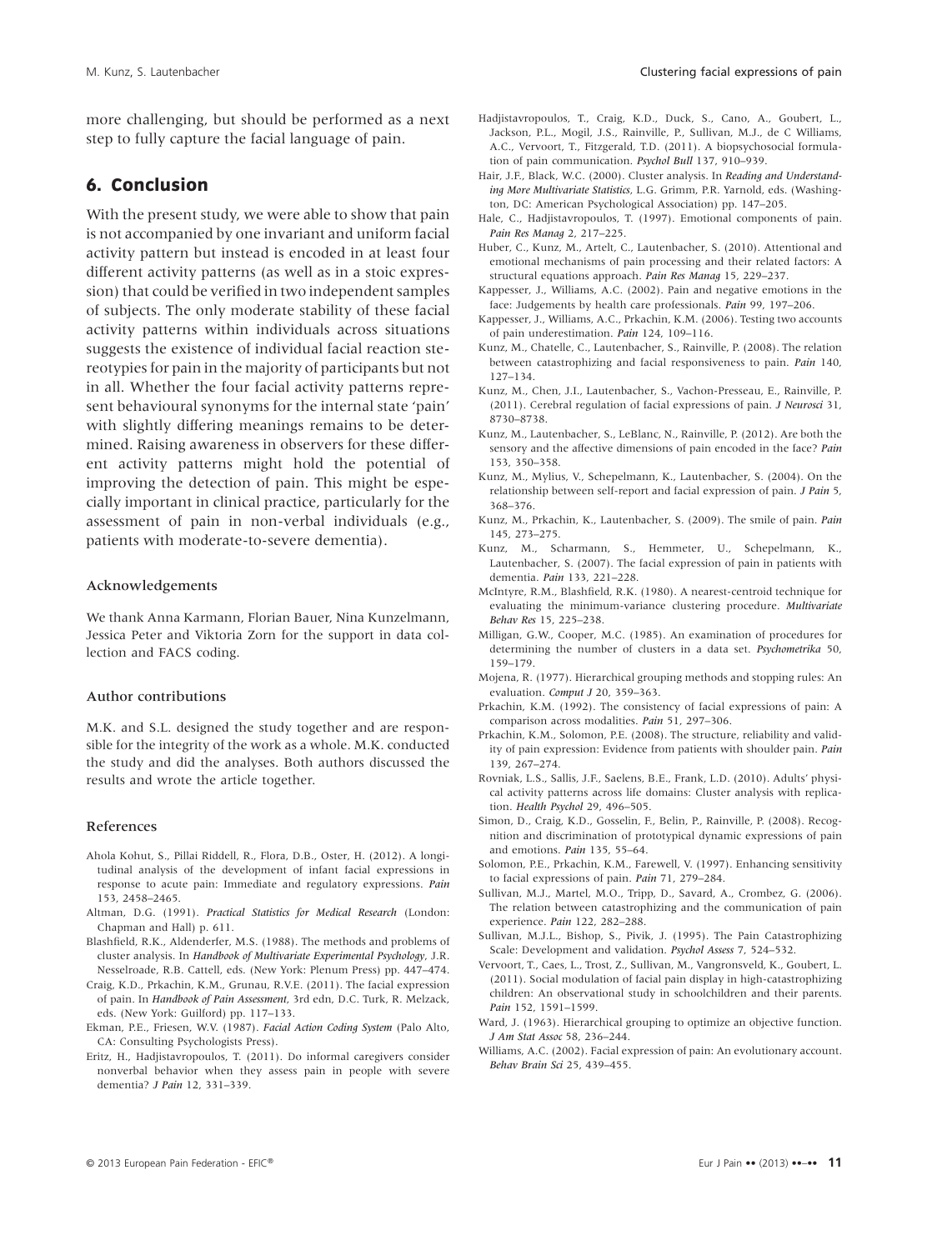more challenging, but should be performed as a next step to fully capture the facial language of pain.

## 6. Conclusion

With the present study, we were able to show that pain is not accompanied by one invariant and uniform facial activity pattern but instead is encoded in at least four different activity patterns (as well as in a stoic expression) that could be verified in two independent samples of subjects. The only moderate stability of these facial activity patterns within individuals across situations suggests the existence of individual facial reaction stereotypies for pain in the majority of participants but not in all. Whether the four facial activity patterns represent behavioural synonyms for the internal state 'pain' with slightly differing meanings remains to be determined. Raising awareness in observers for these different activity patterns might hold the potential of improving the detection of pain. This might be especially important in clinical practice, particularly for the assessment of pain in non-verbal individuals (e.g., patients with moderate-to-severe dementia).

### Acknowledgements

We thank Anna Karmann, Florian Bauer, Nina Kunzelmann, Jessica Peter and Viktoria Zorn for the support in data collection and FACS coding.

### Author contributions

M.K. and S.L. designed the study together and are responsible for the integrity of the work as a whole. M.K. conducted the study and did the analyses. Both authors discussed the results and wrote the article together.

### References

Ahola Kohut, S., Pillai Riddell, R., Flora, D.B., Oster, H. (2012). A longitudinal analysis of the development of infant facial expressions in response to acute pain: Immediate and regulatory expressions. *Pain* 153, 2458–2465.

Altman, D.G. (1991). *Practical Statistics for Medical Research* (London: Chapman and Hall) p. 611.

Blashfield, R.K., Aldenderfer, M.S. (1988). The methods and problems of cluster analysis. In *Handbook of Multivariate Experimental Psychology*, J.R. Nesselroade, R.B. Cattell, eds. (New York: Plenum Press) pp. 447–474.

Craig, K.D., Prkachin, K.M., Grunau, R.V.E. (2011). The facial expression of pain. In *Handbook of Pain Assessment*, 3rd edn, D.C. Turk, R. Melzack, eds. (New York: Guilford) pp. 117–133.

Ekman, P.E., Friesen, W.V. (1987). *Facial Action Coding System* (Palo Alto, CA: Consulting Psychologists Press).

Eritz, H., Hadjistavropoulos, T. (2011). Do informal caregivers consider nonverbal behavior when they assess pain in people with severe dementia? *J Pain* 12, 331–339.

Hadjistavropoulos, T., Craig, K.D., Duck, S., Cano, A., Goubert, L., Jackson, P.L., Mogil, J.S., Rainville, P., Sullivan, M.J., de C Williams, A.C., Vervoort, T., Fitzgerald, T.D. (2011). A biopsychosocial formulation of pain communication. *Psychol Bull* 137, 910–939.

Hair, J.F., Black, W.C. (2000). Cluster analysis. In *Reading and Understanding More Multivariate Statistics*, L.G. Grimm, P.R. Yarnold, eds. (Washington, DC: American Psychological Association) pp. 147–205.

Hale, C., Hadjistavropoulos, T. (1997). Emotional components of pain. *Pain Res Manag* 2, 217–225.

Huber, C., Kunz, M., Artelt, C., Lautenbacher, S. (2010). Attentional and emotional mechanisms of pain processing and their related factors: A structural equations approach. *Pain Res Manag* 15, 229–237.

Kappesser, J., Williams, A.C. (2002). Pain and negative emotions in the face: Judgements by health care professionals. *Pain* 99, 197–206.

Kappesser, J., Williams, A.C., Prkachin, K.M. (2006). Testing two accounts of pain underestimation. *Pain* 124, 109–116.

Kunz, M., Chatelle, C., Lautenbacher, S., Rainville, P. (2008). The relation between catastrophizing and facial responsiveness to pain. *Pain* 140, 127–134.

Kunz, M., Chen, J.I., Lautenbacher, S., Vachon-Presseau, E., Rainville, P. (2011). Cerebral regulation of facial expressions of pain. *J Neurosci* 31, 8730–8738.

Kunz, M., Lautenbacher, S., LeBlanc, N., Rainville, P. (2012). Are both the sensory and the affective dimensions of pain encoded in the face? *Pain* 153, 350–358.

Kunz, M., Mylius, V., Schepelmann, K., Lautenbacher, S. (2004). On the relationship between self-report and facial expression of pain. *J Pain* 5, 368–376.

Kunz, M., Prkachin, K., Lautenbacher, S. (2009). The smile of pain. *Pain* 145, 273–275.

Kunz, M., Scharmann, S., Hemmeter, U., Schepelmann, K., Lautenbacher, S. (2007). The facial expression of pain in patients with dementia. *Pain* 133, 221–228.

McIntyre, R.M., Blashfield, R.K. (1980). A nearest-centroid technique for evaluating the minimum-variance clustering procedure. *Multivariate Behav Res* 15, 225–238.

Milligan, G.W., Cooper, M.C. (1985). An examination of procedures for determining the number of clusters in a data set. *Psychometrika* 50, 159–179.

Mojena, R. (1977). Hierarchical grouping methods and stopping rules: An evaluation. *Comput J* 20, 359–363.

Prkachin, K.M. (1992). The consistency of facial expressions of pain: A comparison across modalities. *Pain* 51, 297–306.

Prkachin, K.M., Solomon, P.E. (2008). The structure, reliability and validity of pain expression: Evidence from patients with shoulder pain. *Pain* 139, 267–274.

Rovniak, L.S., Sallis, J.F., Saelens, B.E., Frank, L.D. (2010). Adults' physical activity patterns across life domains: Cluster analysis with replication. *Health Psychol* 29, 496–505.

Simon, D., Craig, K.D., Gosselin, F., Belin, P., Rainville, P. (2008). Recognition and discrimination of prototypical dynamic expressions of pain and emotions. *Pain* 135, 55–64.

Solomon, P.E., Prkachin, K.M., Farewell, V. (1997). Enhancing sensitivity to facial expressions of pain. *Pain* 71, 279–284.

Sullivan, M.J., Martel, M.O., Tripp, D., Savard, A., Crombez, G. (2006). The relation between catastrophizing and the communication of pain experience. *Pain* 122, 282–288.

Sullivan, M.J.L., Bishop, S., Pivik, J. (1995). The Pain Catastrophizing Scale: Development and validation. *Psychol Assess* 7, 524–532.

Vervoort, T., Caes, L., Trost, Z., Sullivan, M., Vangronsveld, K., Goubert, L. (2011). Social modulation of facial pain display in high-catastrophizing children: An observational study in schoolchildren and their parents. *Pain* 152, 1591–1599.

Ward, J. (1963). Hierarchical grouping to optimize an objective function. *J Am Stat Assoc* 58, 236–244.

Williams, A.C. (2002). Facial expression of pain: An evolutionary account. *Behav Brain Sci* 25, 439–455.